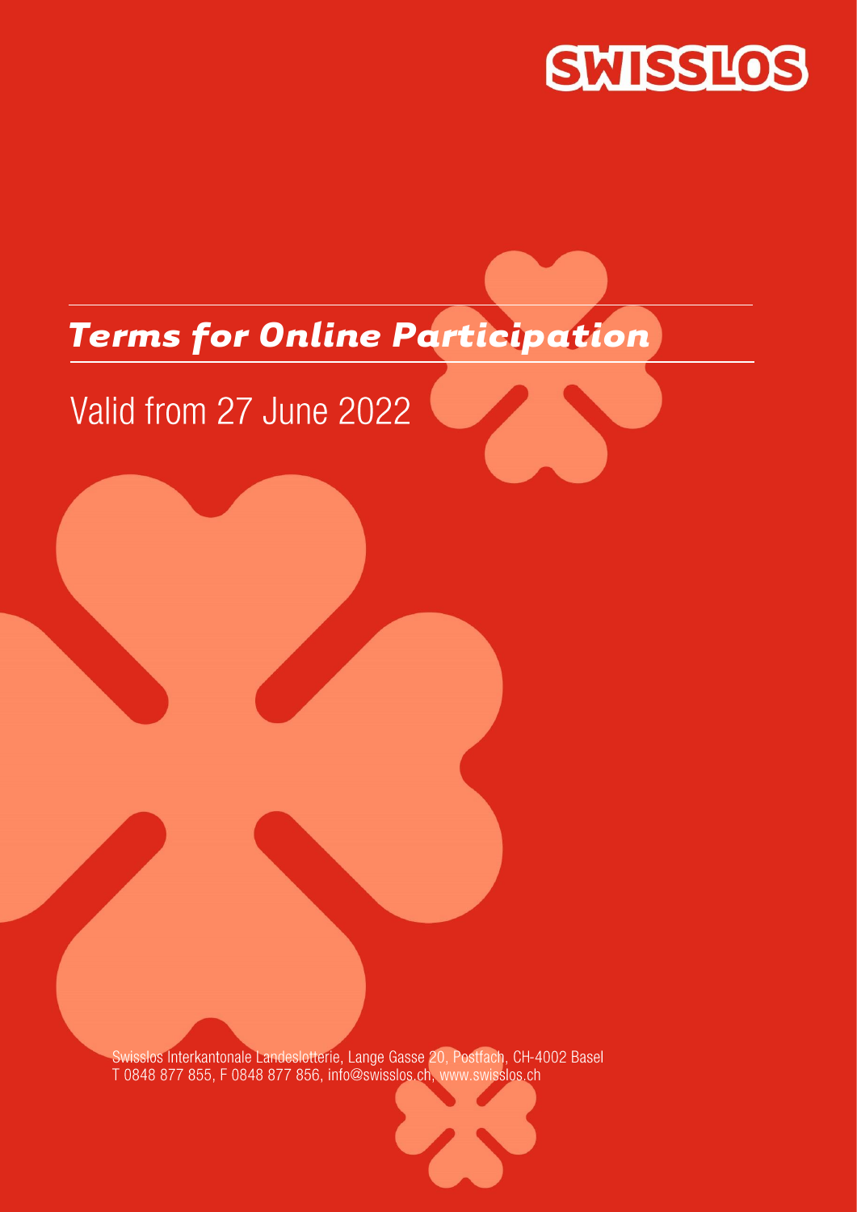SWISSLOS

# *Terms for Online Participation*

## Valid from 27 June 2022

Swisslos Interkantonale Landeslotterie, Lange Gasse 20, Postfach, CH-4002 Basel
T 0848 877 855, F 0848 877 856, info@swisslos.ch, www.swisslos.ch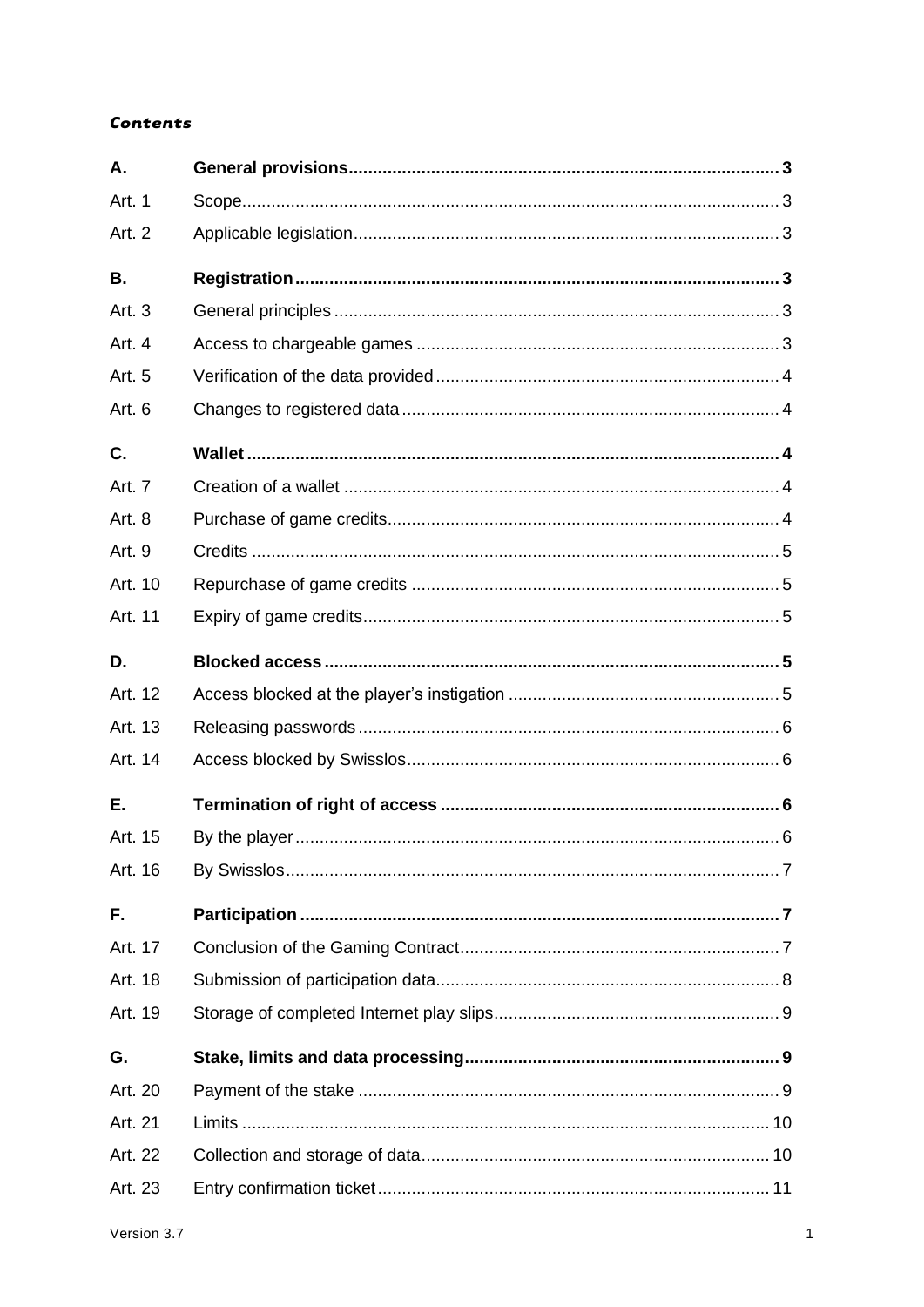***Contents***

| | | |
|---|---|---|
| **A.** | **General provisions** | **3** |
| Art. 1 | Scope | 3 |
| Art. 2 | Applicable legislation | 3 |
| **B.** | **Registration** | **3** |
| Art. 3 | General principles | 3 |
| Art. 4 | Access to chargeable games | 3 |
| Art. 5 | Verification of the data provided | 4 |
| Art. 6 | Changes to registered data | 4 |
| **C.** | **Wallet** | **4** |
| Art. 7 | Creation of a wallet | 4 |
| Art. 8 | Purchase of game credits | 4 |
| Art. 9 | Credits | 5 |
| Art. 10 | Repurchase of game credits | 5 |
| Art. 11 | Expiry of game credits | 5 |
| **D.** | **Blocked access** | **5** |
| Art. 12 | Access blocked at the player's instigation | 5 |
| Art. 13 | Releasing passwords | 6 |
| Art. 14 | Access blocked by Swisslos | 6 |
| **E.** | **Termination of right of access** | **6** |
| Art. 15 | By the player | 6 |
| Art. 16 | By Swisslos | 7 |
| **F.** | **Participation** | **7** |
| Art. 17 | Conclusion of the Gaming Contract | 7 |
| Art. 18 | Submission of participation data | 8 |
| Art. 19 | Storage of completed Internet play slips | 9 |
| **G.** | **Stake, limits and data processing** | **9** |
| Art. 20 | Payment of the stake | 9 |
| Art. 21 | Limits | 10 |
| Art. 22 | Collection and storage of data | 10 |
| Art. 23 | Entry confirmation ticket | 11 |

Version 3.7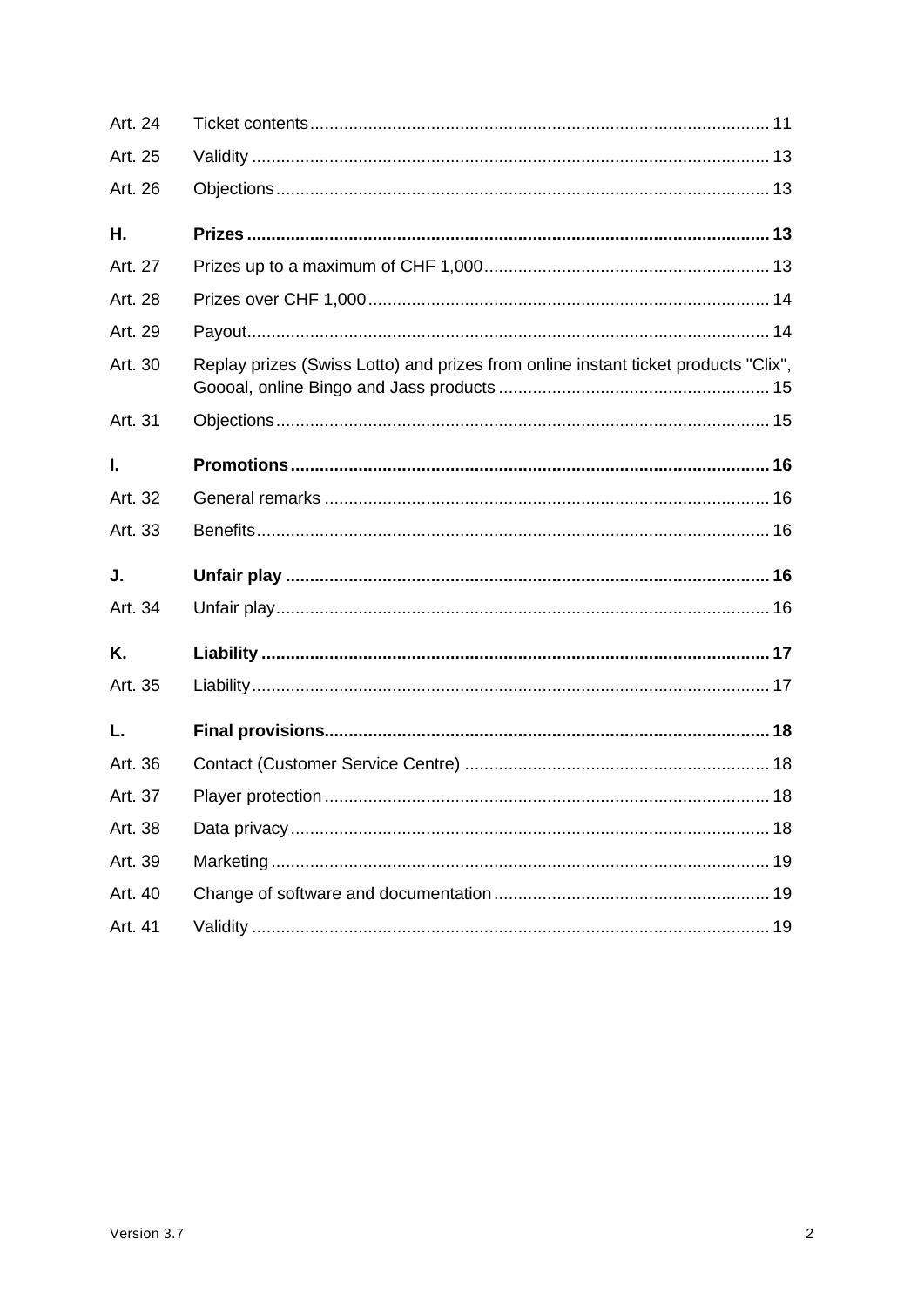| | | |
|---|---|---|
| Art. 24 | Ticket contents | 11 |
| Art. 25 | Validity | 13 |
| Art. 26 | Objections | 13 |
| **H.** | **Prizes** | **13** |
| Art. 27 | Prizes up to a maximum of CHF 1,000 | 13 |
| Art. 28 | Prizes over CHF 1,000 | 14 |
| Art. 29 | Payout | 14 |
| Art. 30 | Replay prizes (Swiss Lotto) and prizes from online instant ticket products "Clix", Goooal, online Bingo and Jass products | 15 |
| Art. 31 | Objections | 15 |
| **I.** | **Promotions** | **16** |
| Art. 32 | General remarks | 16 |
| Art. 33 | Benefits | 16 |
| **J.** | **Unfair play** | **16** |
| Art. 34 | Unfair play | 16 |
| **K.** | **Liability** | **17** |
| Art. 35 | Liability | 17 |
| **L.** | **Final provisions** | **18** |
| Art. 36 | Contact (Customer Service Centre) | 18 |
| Art. 37 | Player protection | 18 |
| Art. 38 | Data privacy | 18 |
| Art. 39 | Marketing | 19 |
| Art. 40 | Change of software and documentation | 19 |
| Art. 41 | Validity | 19 |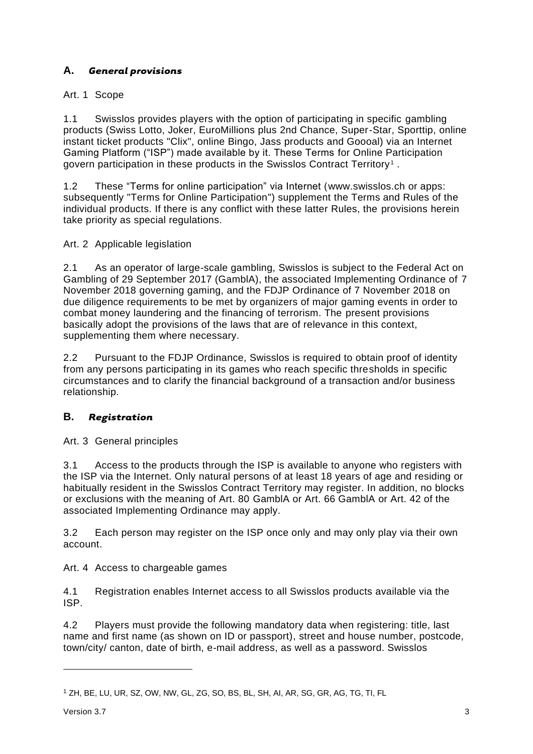## A. *General provisions*

Art. 1 Scope

1.1 Swisslos provides players with the option of participating in specific gambling products (Swiss Lotto, Joker, EuroMillions plus 2nd Chance, Super-Star, Sporttip, online instant ticket products "Clix", online Bingo, Jass products and Goooal) via an Internet Gaming Platform ("ISP") made available by it. These Terms for Online Participation govern participation in these products in the Swisslos Contract Territory[1] .

1.2 These "Terms for online participation" via Internet (www.swisslos.ch or apps: subsequently "Terms for Online Participation") supplement the Terms and Rules of the individual products. If there is any conflict with these latter Rules, the provisions herein take priority as special regulations.

Art. 2 Applicable legislation

2.1 As an operator of large-scale gambling, Swisslos is subject to the Federal Act on Gambling of 29 September 2017 (GamblA), the associated Implementing Ordinance of 7 November 2018 governing gaming, and the FDJP Ordinance of 7 November 2018 on due diligence requirements to be met by organizers of major gaming events in order to combat money laundering and the financing of terrorism. The present provisions basically adopt the provisions of the laws that are of relevance in this context, supplementing them where necessary.

2.2 Pursuant to the FDJP Ordinance, Swisslos is required to obtain proof of identity from any persons participating in its games who reach specific thresholds in specific circumstances and to clarify the financial background of a transaction and/or business relationship.

## B. *Registration*

Art. 3 General principles

3.1 Access to the products through the ISP is available to anyone who registers with the ISP via the Internet. Only natural persons of at least 18 years of age and residing or habitually resident in the Swisslos Contract Territory may register. In addition, no blocks or exclusions with the meaning of Art. 80 GamblA or Art. 66 GamblA or Art. 42 of the associated Implementing Ordinance may apply.

3.2 Each person may register on the ISP once only and may only play via their own account.

Art. 4 Access to chargeable games

4.1 Registration enables Internet access to all Swisslos products available via the ISP.

4.2 Players must provide the following mandatory data when registering: title, last name and first name (as shown on ID or passport), street and house number, postcode, town/city/ canton, date of birth, e-mail address, as well as a password. Swisslos

---

[1] ZH, BE, LU, UR, SZ, OW, NW, GL, ZG, SO, BS, BL, SH, AI, AR, SG, GR, AG, TG, TI, FL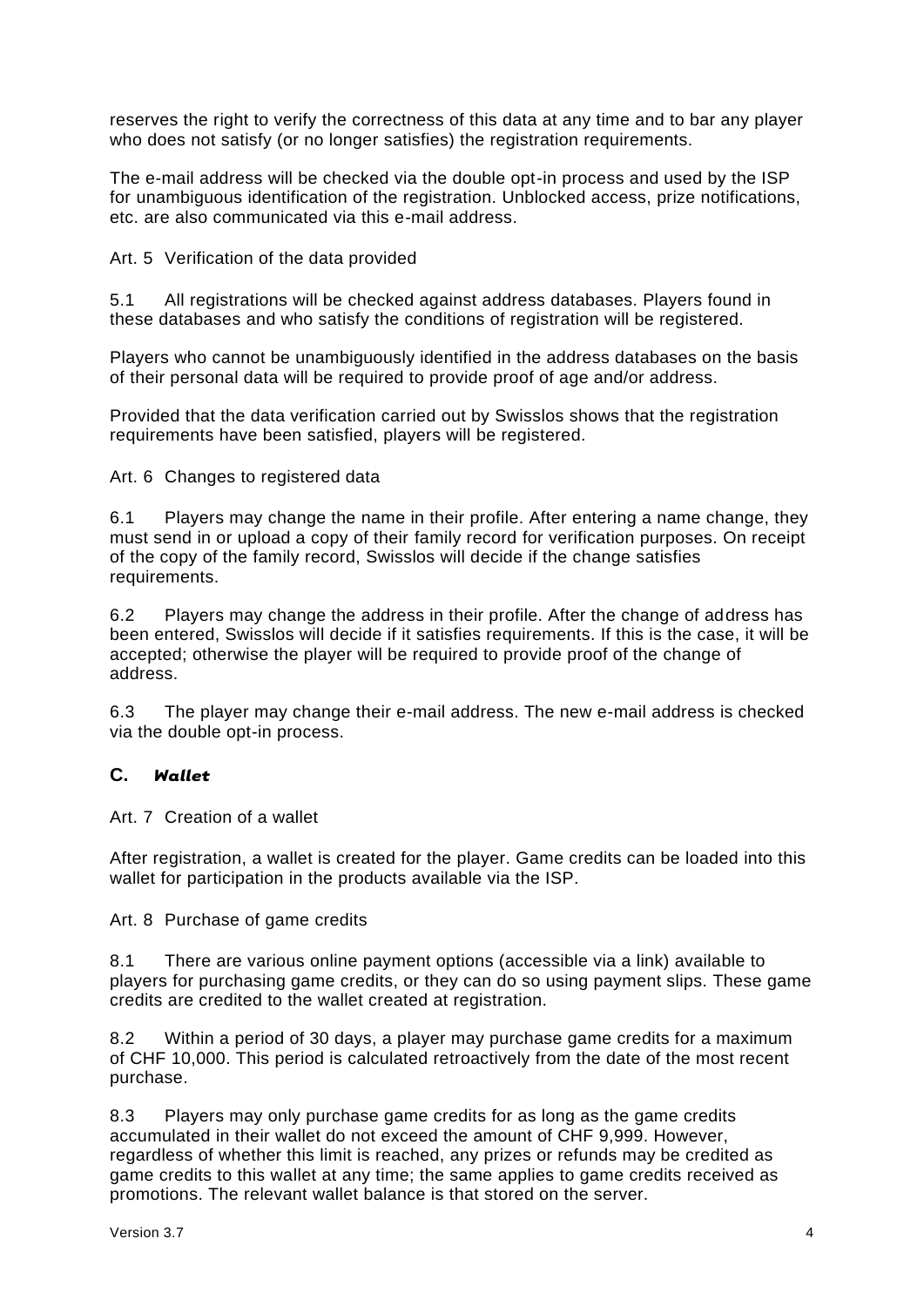reserves the right to verify the correctness of this data at any time and to bar any player who does not satisfy (or no longer satisfies) the registration requirements.

The e-mail address will be checked via the double opt-in process and used by the ISP for unambiguous identification of the registration. Unblocked access, prize notifications, etc. are also communicated via this e-mail address.

Art. 5 Verification of the data provided

5.1 All registrations will be checked against address databases. Players found in these databases and who satisfy the conditions of registration will be registered.

Players who cannot be unambiguously identified in the address databases on the basis of their personal data will be required to provide proof of age and/or address.

Provided that the data verification carried out by Swisslos shows that the registration requirements have been satisfied, players will be registered.

Art. 6 Changes to registered data

6.1 Players may change the name in their profile. After entering a name change, they must send in or upload a copy of their family record for verification purposes. On receipt of the copy of the family record, Swisslos will decide if the change satisfies requirements.

6.2 Players may change the address in their profile. After the change of address has been entered, Swisslos will decide if it satisfies requirements. If this is the case, it will be accepted; otherwise the player will be required to provide proof of the change of address.

6.3 The player may change their e-mail address. The new e-mail address is checked via the double opt-in process.

## C. *Wallet*

Art. 7 Creation of a wallet

After registration, a wallet is created for the player. Game credits can be loaded into this wallet for participation in the products available via the ISP.

Art. 8 Purchase of game credits

8.1 There are various online payment options (accessible via a link) available to players for purchasing game credits, or they can do so using payment slips. These game credits are credited to the wallet created at registration.

8.2 Within a period of 30 days, a player may purchase game credits for a maximum of CHF 10,000. This period is calculated retroactively from the date of the most recent purchase.

8.3 Players may only purchase game credits for as long as the game credits accumulated in their wallet do not exceed the amount of CHF 9,999. However, regardless of whether this limit is reached, any prizes or refunds may be credited as game credits to this wallet at any time; the same applies to game credits received as promotions. The relevant wallet balance is that stored on the server.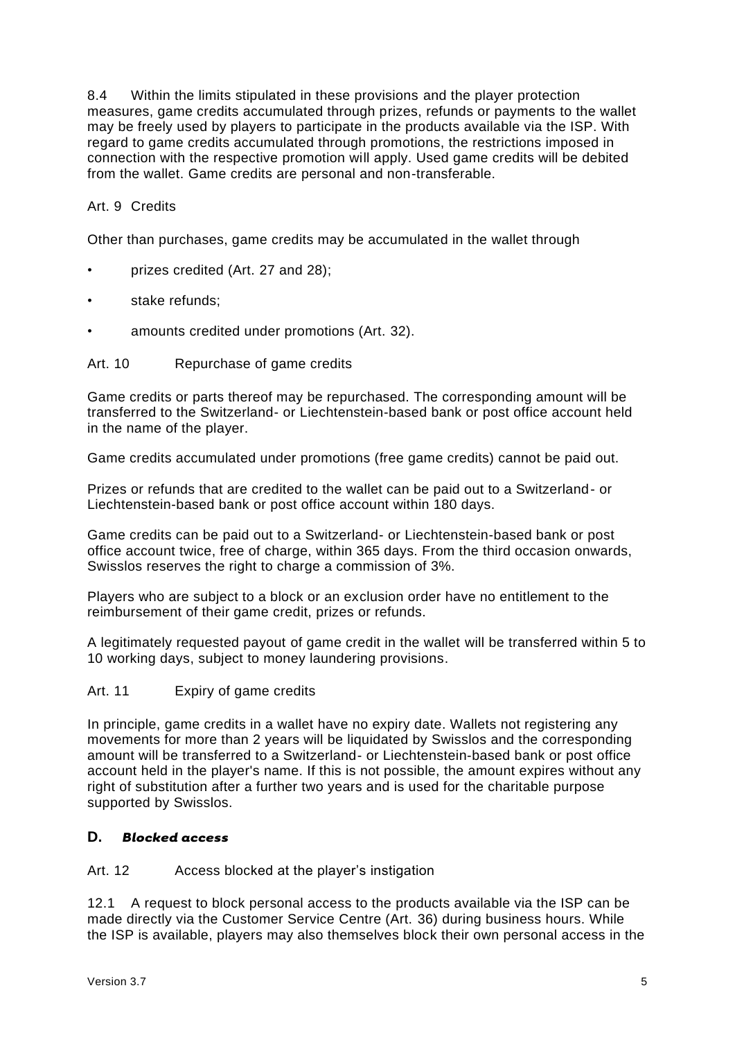8.4 Within the limits stipulated in these provisions and the player protection measures, game credits accumulated through prizes, refunds or payments to the wallet may be freely used by players to participate in the products available via the ISP. With regard to game credits accumulated through promotions, the restrictions imposed in connection with the respective promotion will apply. Used game credits will be debited from the wallet. Game credits are personal and non-transferable.

Art. 9 Credits

Other than purchases, game credits may be accumulated in the wallet through

- prizes credited (Art. 27 and 28);
- stake refunds;
- amounts credited under promotions (Art. 32).

Art. 10 Repurchase of game credits

Game credits or parts thereof may be repurchased. The corresponding amount will be transferred to the Switzerland- or Liechtenstein-based bank or post office account held in the name of the player.

Game credits accumulated under promotions (free game credits) cannot be paid out.

Prizes or refunds that are credited to the wallet can be paid out to a Switzerland- or Liechtenstein-based bank or post office account within 180 days.

Game credits can be paid out to a Switzerland- or Liechtenstein-based bank or post office account twice, free of charge, within 365 days. From the third occasion onwards, Swisslos reserves the right to charge a commission of 3%.

Players who are subject to a block or an exclusion order have no entitlement to the reimbursement of their game credit, prizes or refunds.

A legitimately requested payout of game credit in the wallet will be transferred within 5 to 10 working days, subject to money laundering provisions.

Art. 11 Expiry of game credits

In principle, game credits in a wallet have no expiry date. Wallets not registering any movements for more than 2 years will be liquidated by Swisslos and the corresponding amount will be transferred to a Switzerland- or Liechtenstein-based bank or post office account held in the player's name. If this is not possible, the amount expires without any right of substitution after a further two years and is used for the charitable purpose supported by Swisslos.

## D. *Blocked access*

Art. 12 Access blocked at the player's instigation

12.1 A request to block personal access to the products available via the ISP can be made directly via the Customer Service Centre (Art. 36) during business hours. While the ISP is available, players may also themselves block their own personal access in the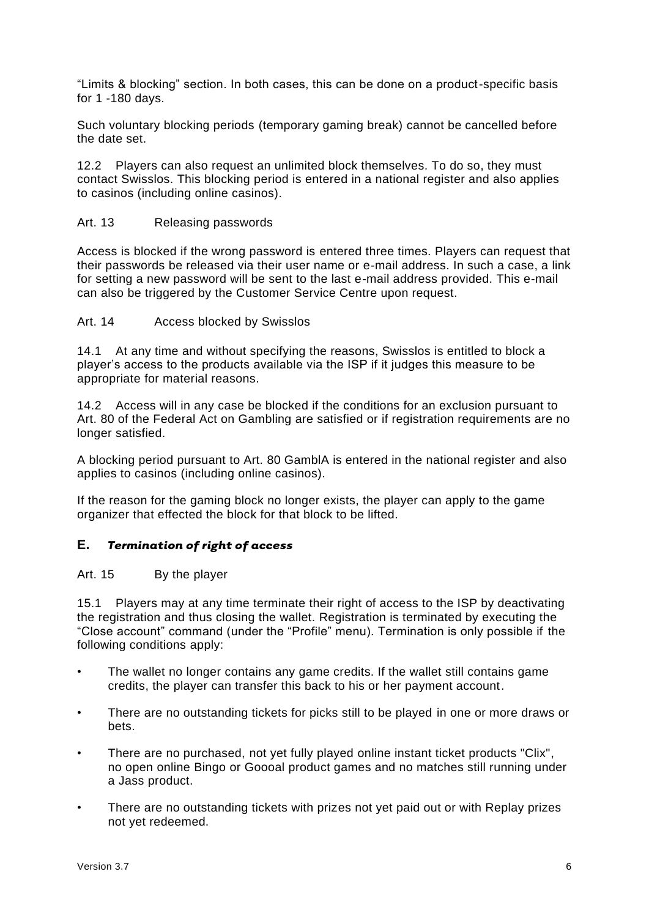"Limits & blocking" section. In both cases, this can be done on a product-specific basis for 1 -180 days.

Such voluntary blocking periods (temporary gaming break) cannot be cancelled before the date set.

12.2 Players can also request an unlimited block themselves. To do so, they must contact Swisslos. This blocking period is entered in a national register and also applies to casinos (including online casinos).

Art. 13 Releasing passwords

Access is blocked if the wrong password is entered three times. Players can request that their passwords be released via their user name or e-mail address. In such a case, a link for setting a new password will be sent to the last e-mail address provided. This e-mail can also be triggered by the Customer Service Centre upon request.

Art. 14 Access blocked by Swisslos

14.1 At any time and without specifying the reasons, Swisslos is entitled to block a player's access to the products available via the ISP if it judges this measure to be appropriate for material reasons.

14.2 Access will in any case be blocked if the conditions for an exclusion pursuant to Art. 80 of the Federal Act on Gambling are satisfied or if registration requirements are no longer satisfied.

A blocking period pursuant to Art. 80 GamblA is entered in the national register and also applies to casinos (including online casinos).

If the reason for the gaming block no longer exists, the player can apply to the game organizer that effected the block for that block to be lifted.

## E. *Termination of right of access*

Art. 15 By the player

15.1 Players may at any time terminate their right of access to the ISP by deactivating the registration and thus closing the wallet. Registration is terminated by executing the "Close account" command (under the "Profile" menu). Termination is only possible if the following conditions apply:

- The wallet no longer contains any game credits. If the wallet still contains game credits, the player can transfer this back to his or her payment account.
- There are no outstanding tickets for picks still to be played in one or more draws or bets.
- There are no purchased, not yet fully played online instant ticket products "Clix", no open online Bingo or Goooal product games and no matches still running under a Jass product.
- There are no outstanding tickets with prizes not yet paid out or with Replay prizes not yet redeemed.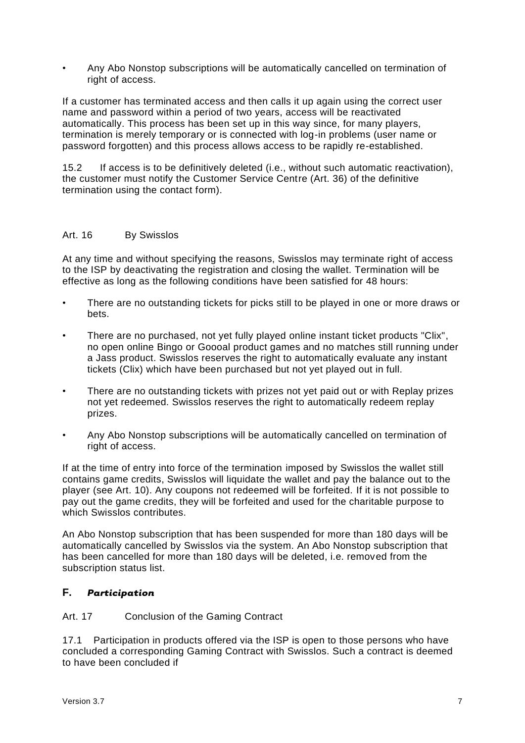- Any Abo Nonstop subscriptions will be automatically cancelled on termination of right of access.

If a customer has terminated access and then calls it up again using the correct user name and password within a period of two years, access will be reactivated automatically. This process has been set up in this way since, for many players, termination is merely temporary or is connected with log-in problems (user name or password forgotten) and this process allows access to be rapidly re-established.

15.2 If access is to be definitively deleted (i.e., without such automatic reactivation), the customer must notify the Customer Service Centre (Art. 36) of the definitive termination using the contact form).

### Art. 16 By Swisslos

At any time and without specifying the reasons, Swisslos may terminate right of access to the ISP by deactivating the registration and closing the wallet. Termination will be effective as long as the following conditions have been satisfied for 48 hours:

- There are no outstanding tickets for picks still to be played in one or more draws or bets.
- There are no purchased, not yet fully played online instant ticket products "Clix", no open online Bingo or Goooal product games and no matches still running under a Jass product. Swisslos reserves the right to automatically evaluate any instant tickets (Clix) which have been purchased but not yet played out in full.
- There are no outstanding tickets with prizes not yet paid out or with Replay prizes not yet redeemed. Swisslos reserves the right to automatically redeem replay prizes.
- Any Abo Nonstop subscriptions will be automatically cancelled on termination of right of access.

If at the time of entry into force of the termination imposed by Swisslos the wallet still contains game credits, Swisslos will liquidate the wallet and pay the balance out to the player (see Art. 10). Any coupons not redeemed will be forfeited. If it is not possible to pay out the game credits, they will be forfeited and used for the charitable purpose to which Swisslos contributes.

An Abo Nonstop subscription that has been suspended for more than 180 days will be automatically cancelled by Swisslos via the system. An Abo Nonstop subscription that has been cancelled for more than 180 days will be deleted, i.e. removed from the subscription status list.

## F. *Participation*

### Art. 17 Conclusion of the Gaming Contract

17.1 Participation in products offered via the ISP is open to those persons who have concluded a corresponding Gaming Contract with Swisslos. Such a contract is deemed to have been concluded if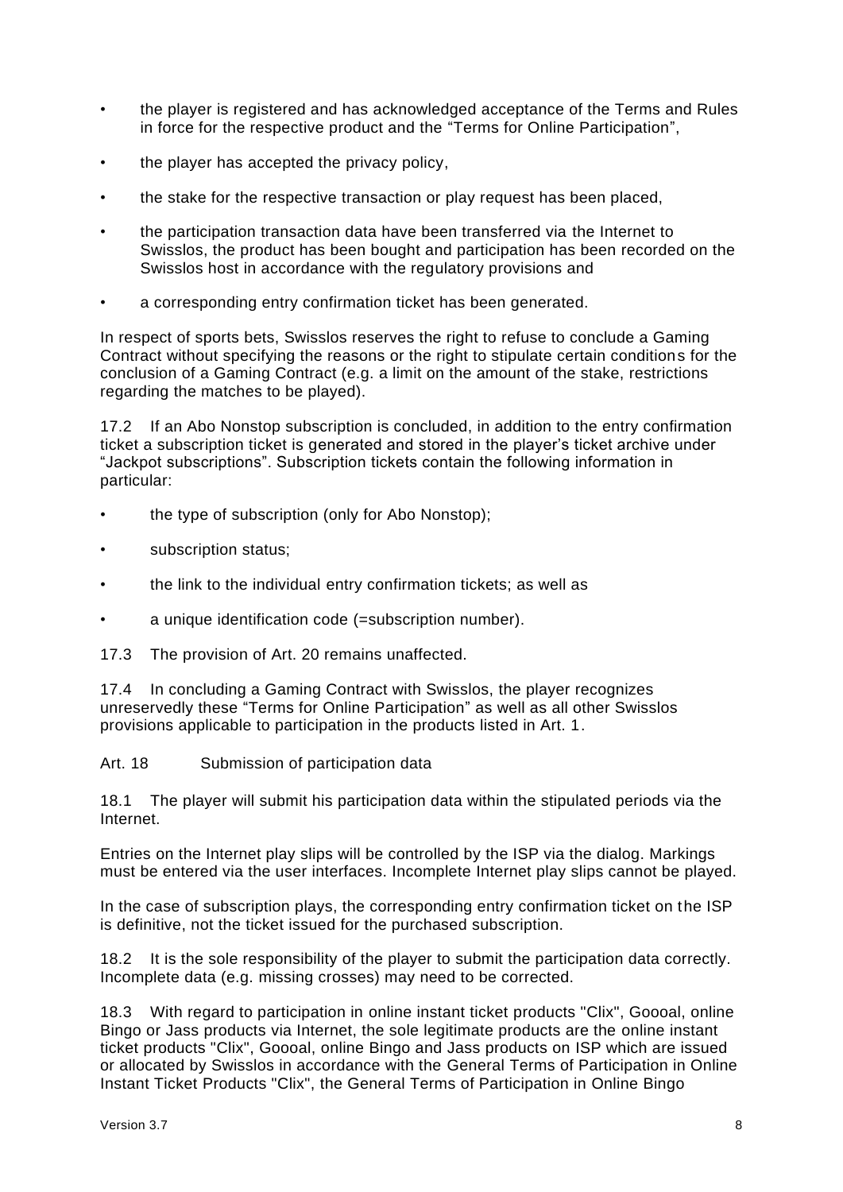- the player is registered and has acknowledged acceptance of the Terms and Rules in force for the respective product and the "Terms for Online Participation",
- the player has accepted the privacy policy,
- the stake for the respective transaction or play request has been placed,
- the participation transaction data have been transferred via the Internet to Swisslos, the product has been bought and participation has been recorded on the Swisslos host in accordance with the regulatory provisions and
- a corresponding entry confirmation ticket has been generated.

In respect of sports bets, Swisslos reserves the right to refuse to conclude a Gaming Contract without specifying the reasons or the right to stipulate certain conditions for the conclusion of a Gaming Contract (e.g. a limit on the amount of the stake, restrictions regarding the matches to be played).

17.2 If an Abo Nonstop subscription is concluded, in addition to the entry confirmation ticket a subscription ticket is generated and stored in the player's ticket archive under "Jackpot subscriptions". Subscription tickets contain the following information in particular:

- the type of subscription (only for Abo Nonstop);
- subscription status;
- the link to the individual entry confirmation tickets; as well as
- a unique identification code (=subscription number).

17.3 The provision of Art. 20 remains unaffected.

17.4 In concluding a Gaming Contract with Swisslos, the player recognizes unreservedly these "Terms for Online Participation" as well as all other Swisslos provisions applicable to participation in the products listed in Art. 1.

## Art. 18 Submission of participation data

18.1 The player will submit his participation data within the stipulated periods via the Internet.

Entries on the Internet play slips will be controlled by the ISP via the dialog. Markings must be entered via the user interfaces. Incomplete Internet play slips cannot be played.

In the case of subscription plays, the corresponding entry confirmation ticket on the ISP is definitive, not the ticket issued for the purchased subscription.

18.2 It is the sole responsibility of the player to submit the participation data correctly. Incomplete data (e.g. missing crosses) may need to be corrected.

18.3 With regard to participation in online instant ticket products "Clix", Goooal, online Bingo or Jass products via Internet, the sole legitimate products are the online instant ticket products "Clix", Goooal, online Bingo and Jass products on ISP which are issued or allocated by Swisslos in accordance with the General Terms of Participation in Online Instant Ticket Products "Clix", the General Terms of Participation in Online Bingo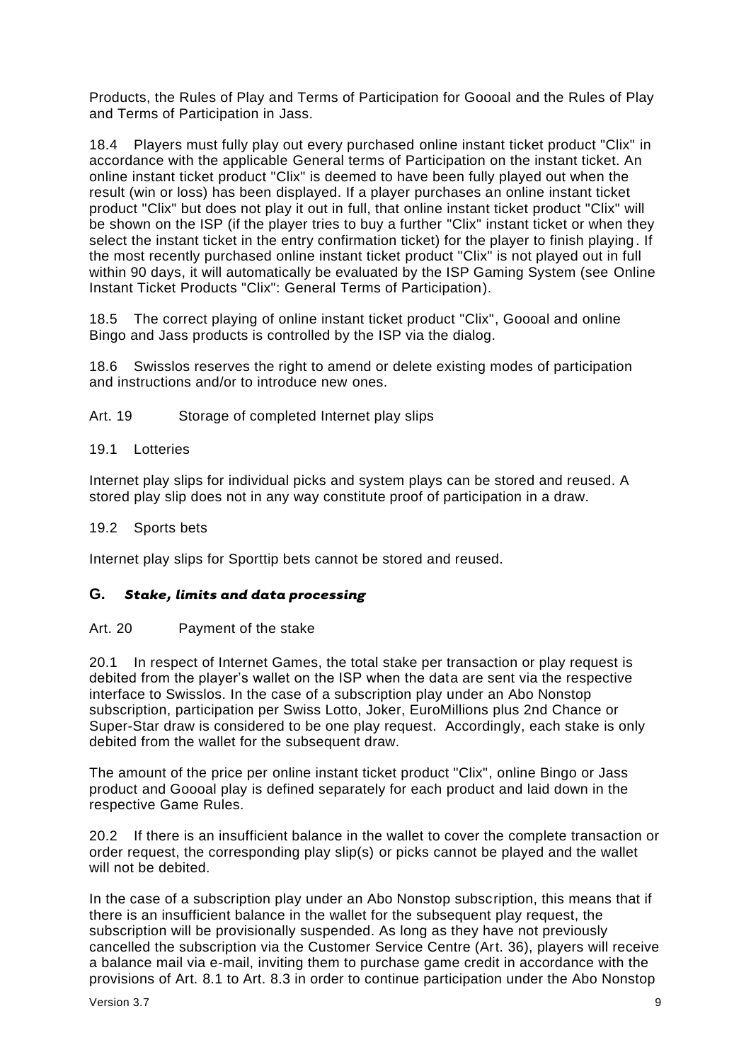Products, the Rules of Play and Terms of Participation for Goooal and the Rules of Play and Terms of Participation in Jass.

18.4 Players must fully play out every purchased online instant ticket product "Clix" in accordance with the applicable General terms of Participation on the instant ticket. An online instant ticket product "Clix" is deemed to have been fully played out when the result (win or loss) has been displayed. If a player purchases an online instant ticket product "Clix" but does not play it out in full, that online instant ticket product "Clix" will be shown on the ISP (if the player tries to buy a further "Clix" instant ticket or when they select the instant ticket in the entry confirmation ticket) for the player to finish playing. If the most recently purchased online instant ticket product "Clix" is not played out in full within 90 days, it will automatically be evaluated by the ISP Gaming System (see Online Instant Ticket Products "Clix": General Terms of Participation).

18.5 The correct playing of online instant ticket product "Clix", Goooal and online Bingo and Jass products is controlled by the ISP via the dialog.

18.6 Swisslos reserves the right to amend or delete existing modes of participation and instructions and/or to introduce new ones.

Art. 19 Storage of completed Internet play slips

19.1 Lotteries

Internet play slips for individual picks and system plays can be stored and reused. A stored play slip does not in any way constitute proof of participation in a draw.

19.2 Sports bets

Internet play slips for Sporttip bets cannot be stored and reused.

## G. *Stake, limits and data processing*

Art. 20 Payment of the stake

20.1 In respect of Internet Games, the total stake per transaction or play request is debited from the player's wallet on the ISP when the data are sent via the respective interface to Swisslos. In the case of a subscription play under an Abo Nonstop subscription, participation per Swiss Lotto, Joker, EuroMillions plus 2nd Chance or Super-Star draw is considered to be one play request. Accordingly, each stake is only debited from the wallet for the subsequent draw.

The amount of the price per online instant ticket product "Clix", online Bingo or Jass product and Goooal play is defined separately for each product and laid down in the respective Game Rules.

20.2 If there is an insufficient balance in the wallet to cover the complete transaction or order request, the corresponding play slip(s) or picks cannot be played and the wallet will not be debited.

In the case of a subscription play under an Abo Nonstop subscription, this means that if there is an insufficient balance in the wallet for the subsequent play request, the subscription will be provisionally suspended. As long as they have not previously cancelled the subscription via the Customer Service Centre (Art. 36), players will receive a balance mail via e-mail, inviting them to purchase game credit in accordance with the provisions of Art. 8.1 to Art. 8.3 in order to continue participation under the Abo Nonstop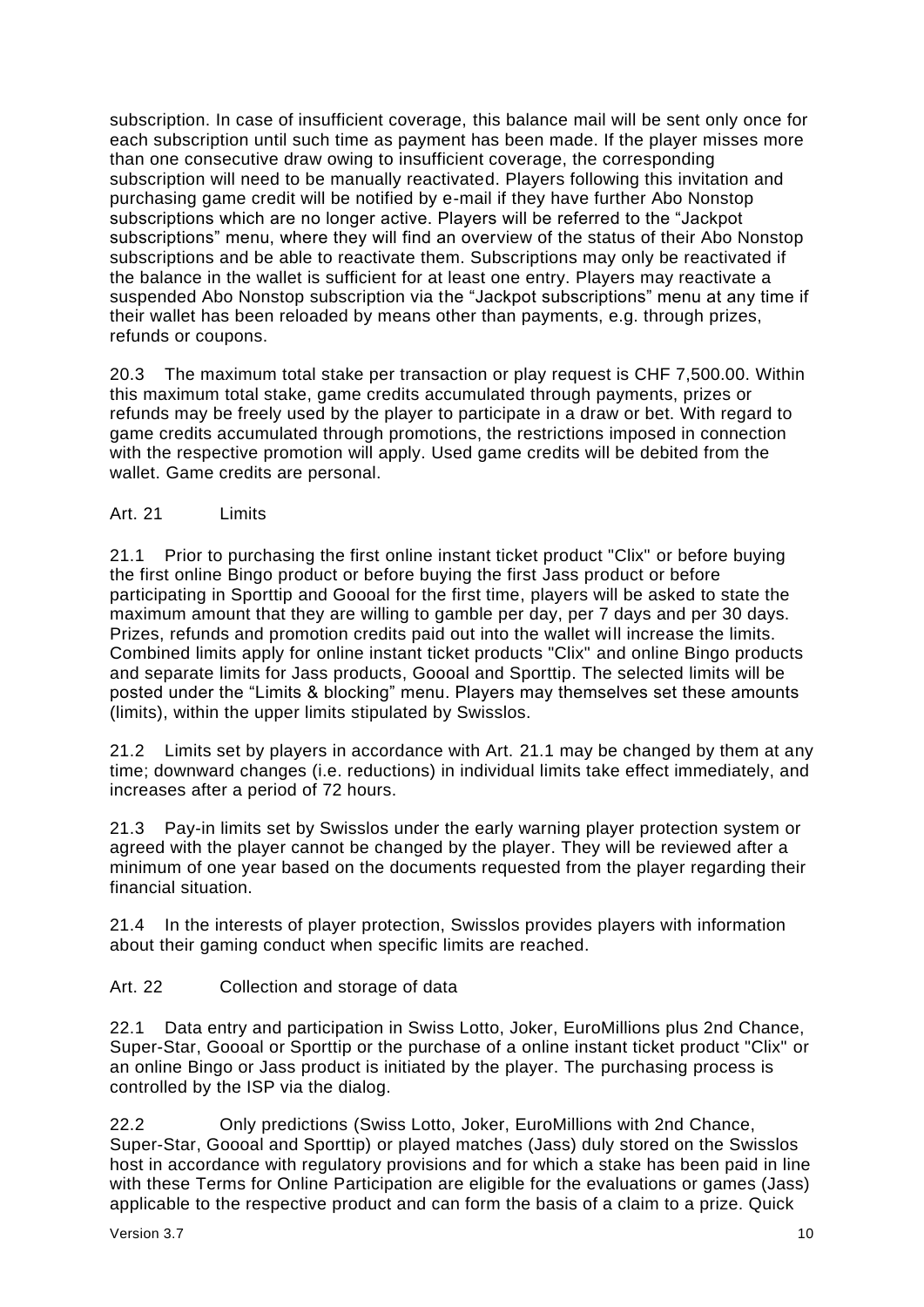subscription. In case of insufficient coverage, this balance mail will be sent only once for each subscription until such time as payment has been made. If the player misses more than one consecutive draw owing to insufficient coverage, the corresponding subscription will need to be manually reactivated. Players following this invitation and purchasing game credit will be notified by e-mail if they have further Abo Nonstop subscriptions which are no longer active. Players will be referred to the "Jackpot subscriptions" menu, where they will find an overview of the status of their Abo Nonstop subscriptions and be able to reactivate them. Subscriptions may only be reactivated if the balance in the wallet is sufficient for at least one entry. Players may reactivate a suspended Abo Nonstop subscription via the "Jackpot subscriptions" menu at any time if their wallet has been reloaded by means other than payments, e.g. through prizes, refunds or coupons.

20.3 The maximum total stake per transaction or play request is CHF 7,500.00. Within this maximum total stake, game credits accumulated through payments, prizes or refunds may be freely used by the player to participate in a draw or bet. With regard to game credits accumulated through promotions, the restrictions imposed in connection with the respective promotion will apply. Used game credits will be debited from the wallet. Game credits are personal.

## Art. 21 Limits

21.1 Prior to purchasing the first online instant ticket product "Clix" or before buying the first online Bingo product or before buying the first Jass product or before participating in Sporttip and Goooal for the first time, players will be asked to state the maximum amount that they are willing to gamble per day, per 7 days and per 30 days. Prizes, refunds and promotion credits paid out into the wallet will increase the limits. Combined limits apply for online instant ticket products "Clix" and online Bingo products and separate limits for Jass products, Goooal and Sporttip. The selected limits will be posted under the "Limits & blocking" menu. Players may themselves set these amounts (limits), within the upper limits stipulated by Swisslos.

21.2 Limits set by players in accordance with Art. 21.1 may be changed by them at any time; downward changes (i.e. reductions) in individual limits take effect immediately, and increases after a period of 72 hours.

21.3 Pay-in limits set by Swisslos under the early warning player protection system or agreed with the player cannot be changed by the player. They will be reviewed after a minimum of one year based on the documents requested from the player regarding their financial situation.

21.4 In the interests of player protection, Swisslos provides players with information about their gaming conduct when specific limits are reached.

## Art. 22 Collection and storage of data

22.1 Data entry and participation in Swiss Lotto, Joker, EuroMillions plus 2nd Chance, Super-Star, Goooal or Sporttip or the purchase of a online instant ticket product "Clix" or an online Bingo or Jass product is initiated by the player. The purchasing process is controlled by the ISP via the dialog.

22.2 Only predictions (Swiss Lotto, Joker, EuroMillions with 2nd Chance, Super-Star, Goooal and Sporttip) or played matches (Jass) duly stored on the Swisslos host in accordance with regulatory provisions and for which a stake has been paid in line with these Terms for Online Participation are eligible for the evaluations or games (Jass) applicable to the respective product and can form the basis of a claim to a prize. Quick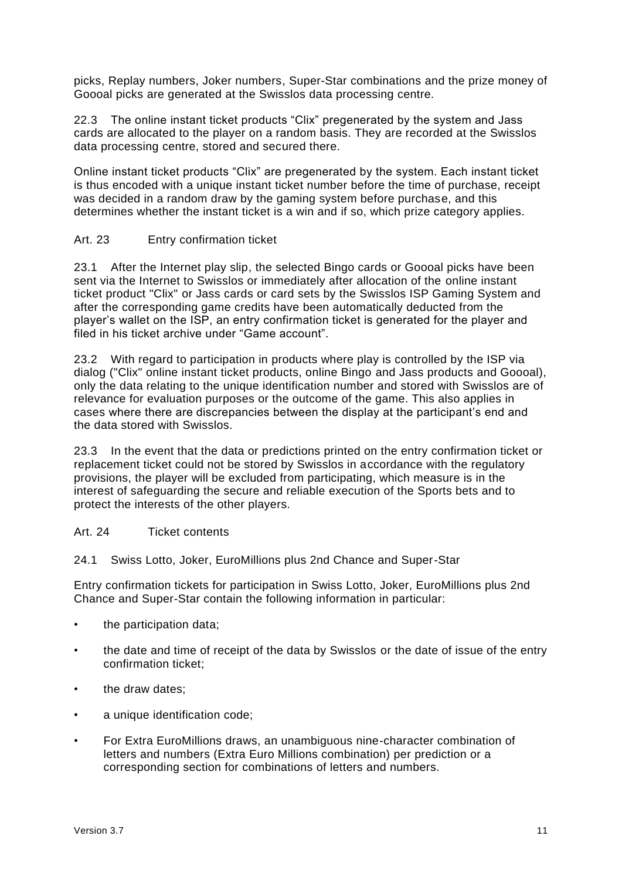picks, Replay numbers, Joker numbers, Super-Star combinations and the prize money of Goooal picks are generated at the Swisslos data processing centre.

22.3 The online instant ticket products “Clix” pregenerated by the system and Jass cards are allocated to the player on a random basis. They are recorded at the Swisslos data processing centre, stored and secured there.

Online instant ticket products “Clix” are pregenerated by the system. Each instant ticket is thus encoded with a unique instant ticket number before the time of purchase, receipt was decided in a random draw by the gaming system before purchase, and this determines whether the instant ticket is a win and if so, which prize category applies.

## Art. 23 Entry confirmation ticket

23.1 After the Internet play slip, the selected Bingo cards or Goooal picks have been sent via the Internet to Swisslos or immediately after allocation of the online instant ticket product "Clix" or Jass cards or card sets by the Swisslos ISP Gaming System and after the corresponding game credits have been automatically deducted from the player’s wallet on the ISP, an entry confirmation ticket is generated for the player and filed in his ticket archive under “Game account”.

23.2 With regard to participation in products where play is controlled by the ISP via dialog ("Clix" online instant ticket products, online Bingo and Jass products and Goooal), only the data relating to the unique identification number and stored with Swisslos are of relevance for evaluation purposes or the outcome of the game. This also applies in cases where there are discrepancies between the display at the participant’s end and the data stored with Swisslos.

23.3 In the event that the data or predictions printed on the entry confirmation ticket or replacement ticket could not be stored by Swisslos in accordance with the regulatory provisions, the player will be excluded from participating, which measure is in the interest of safeguarding the secure and reliable execution of the Sports bets and to protect the interests of the other players.

## Art. 24 Ticket contents

24.1 Swiss Lotto, Joker, EuroMillions plus 2nd Chance and Super-Star

Entry confirmation tickets for participation in Swiss Lotto, Joker, EuroMillions plus 2nd Chance and Super-Star contain the following information in particular:

- the participation data;
- the date and time of receipt of the data by Swisslos or the date of issue of the entry confirmation ticket;
- the draw dates;
- a unique identification code;
- For Extra EuroMillions draws, an unambiguous nine-character combination of letters and numbers (Extra Euro Millions combination) per prediction or a corresponding section for combinations of letters and numbers.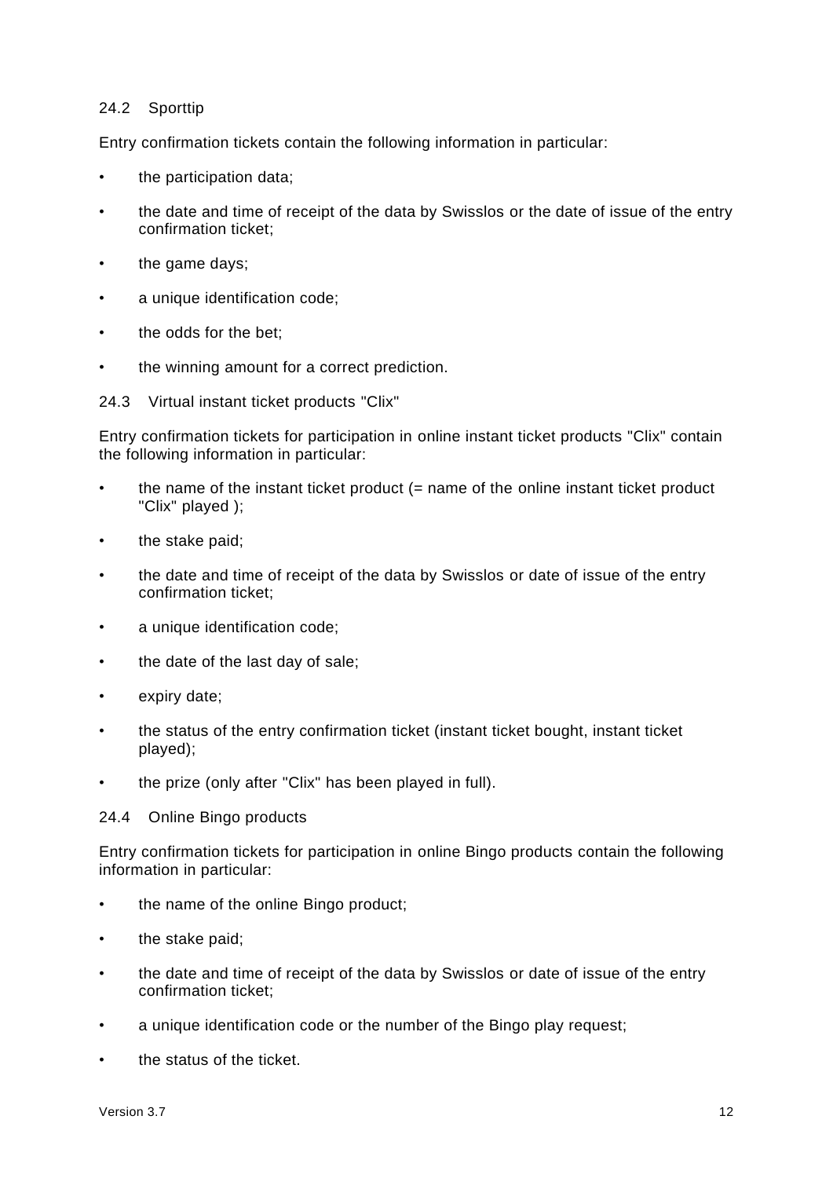### 24.2 Sporttip

Entry confirmation tickets contain the following information in particular:

- the participation data;
- the date and time of receipt of the data by Swisslos or the date of issue of the entry confirmation ticket;
- the game days;
- a unique identification code;
- the odds for the bet;
- the winning amount for a correct prediction.

### 24.3 Virtual instant ticket products "Clix"

Entry confirmation tickets for participation in online instant ticket products "Clix" contain the following information in particular:

- the name of the instant ticket product (= name of the online instant ticket product "Clix" played );
- the stake paid;
- the date and time of receipt of the data by Swisslos or date of issue of the entry confirmation ticket;
- a unique identification code;
- the date of the last day of sale;
- expiry date;
- the status of the entry confirmation ticket (instant ticket bought, instant ticket played);
- the prize (only after "Clix" has been played in full).

### 24.4 Online Bingo products

Entry confirmation tickets for participation in online Bingo products contain the following information in particular:

- the name of the online Bingo product;
- the stake paid;
- the date and time of receipt of the data by Swisslos or date of issue of the entry confirmation ticket;
- a unique identification code or the number of the Bingo play request;
- the status of the ticket.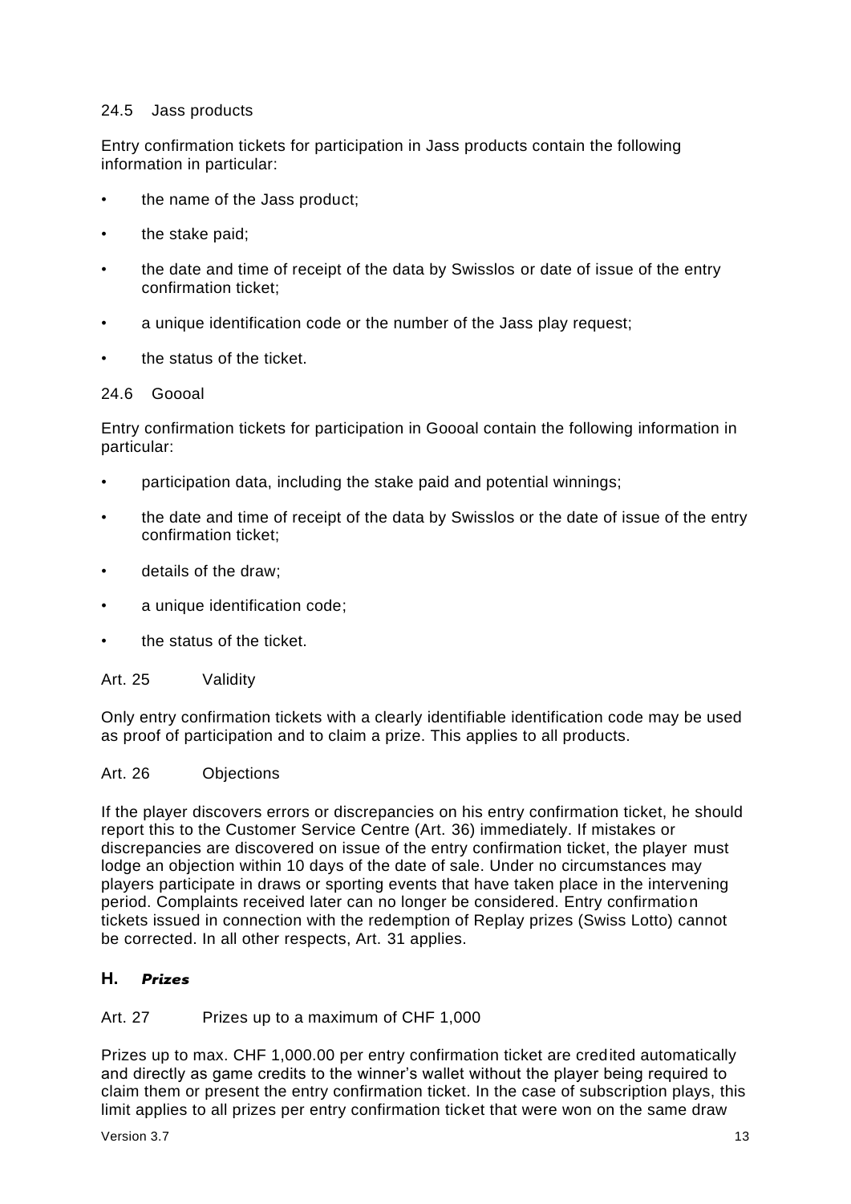### 24.5 Jass products

Entry confirmation tickets for participation in Jass products contain the following information in particular:

- the name of the Jass product;
- the stake paid;
- the date and time of receipt of the data by Swisslos or date of issue of the entry confirmation ticket;
- a unique identification code or the number of the Jass play request;
- the status of the ticket.

### 24.6 Goooal

Entry confirmation tickets for participation in Goooal contain the following information in particular:

- participation data, including the stake paid and potential winnings;
- the date and time of receipt of the data by Swisslos or the date of issue of the entry confirmation ticket;
- details of the draw;
- a unique identification code;
- the status of the ticket.

### Art. 25 Validity

Only entry confirmation tickets with a clearly identifiable identification code may be used as proof of participation and to claim a prize. This applies to all products.

### Art. 26 Objections

If the player discovers errors or discrepancies on his entry confirmation ticket, he should report this to the Customer Service Centre (Art. 36) immediately. If mistakes or discrepancies are discovered on issue of the entry confirmation ticket, the player must lodge an objection within 10 days of the date of sale. Under no circumstances may players participate in draws or sporting events that have taken place in the intervening period. Complaints received later can no longer be considered. Entry confirmation tickets issued in connection with the redemption of Replay prizes (Swiss Lotto) cannot be corrected. In all other respects, Art. 31 applies.

## H. *Prizes*

### Art. 27 Prizes up to a maximum of CHF 1,000

Prizes up to max. CHF 1,000.00 per entry confirmation ticket are credited automatically and directly as game credits to the winner's wallet without the player being required to claim them or present the entry confirmation ticket. In the case of subscription plays, this limit applies to all prizes per entry confirmation ticket that were won on the same draw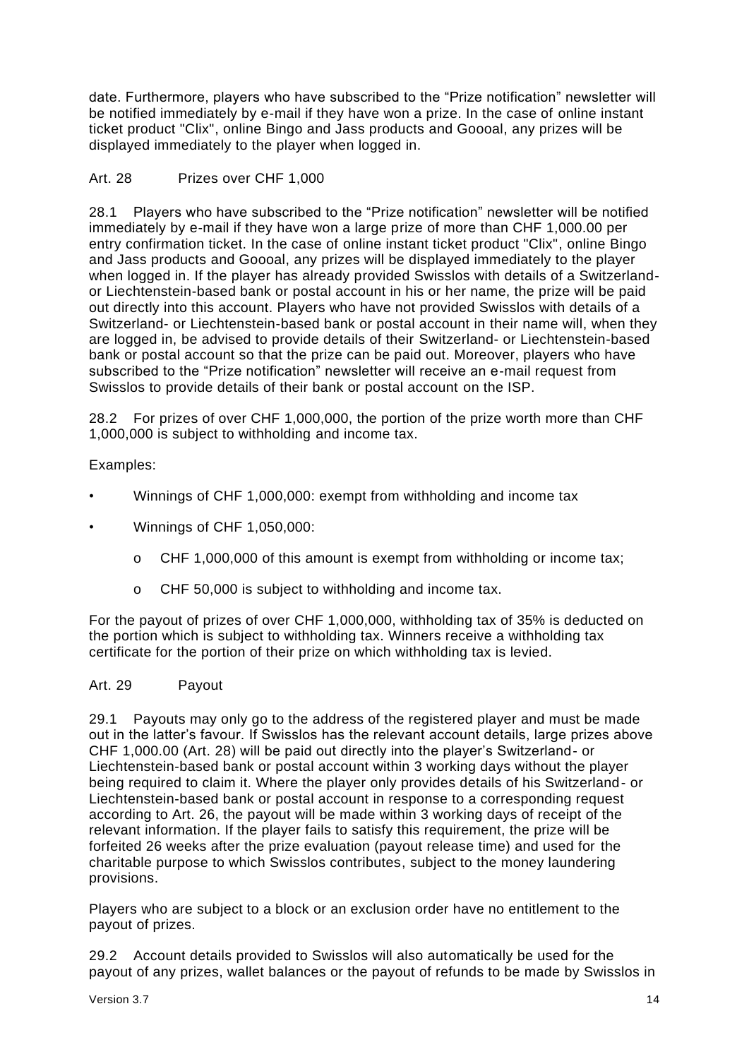date. Furthermore, players who have subscribed to the "Prize notification" newsletter will be notified immediately by e-mail if they have won a prize. In the case of online instant ticket product "Clix", online Bingo and Jass products and Goooal, any prizes will be displayed immediately to the player when logged in.

## Art. 28 Prizes over CHF 1,000

28.1 Players who have subscribed to the "Prize notification" newsletter will be notified immediately by e-mail if they have won a large prize of more than CHF 1,000.00 per entry confirmation ticket. In the case of online instant ticket product "Clix", online Bingo and Jass products and Goooal, any prizes will be displayed immediately to the player when logged in. If the player has already provided Swisslos with details of a Switzerland- or Liechtenstein-based bank or postal account in his or her name, the prize will be paid out directly into this account. Players who have not provided Swisslos with details of a Switzerland- or Liechtenstein-based bank or postal account in their name will, when they are logged in, be advised to provide details of their Switzerland- or Liechtenstein-based bank or postal account so that the prize can be paid out. Moreover, players who have subscribed to the "Prize notification" newsletter will receive an e-mail request from Swisslos to provide details of their bank or postal account on the ISP.

28.2 For prizes of over CHF 1,000,000, the portion of the prize worth more than CHF 1,000,000 is subject to withholding and income tax.

Examples:

- Winnings of CHF 1,000,000: exempt from withholding and income tax
- Winnings of CHF 1,050,000:
  - CHF 1,000,000 of this amount is exempt from withholding or income tax;
  - CHF 50,000 is subject to withholding and income tax.

For the payout of prizes of over CHF 1,000,000, withholding tax of 35% is deducted on the portion which is subject to withholding tax. Winners receive a withholding tax certificate for the portion of their prize on which withholding tax is levied.

## Art. 29 Payout

29.1 Payouts may only go to the address of the registered player and must be made out in the latter's favour. If Swisslos has the relevant account details, large prizes above CHF 1,000.00 (Art. 28) will be paid out directly into the player's Switzerland- or Liechtenstein-based bank or postal account within 3 working days without the player being required to claim it. Where the player only provides details of his Switzerland- or Liechtenstein-based bank or postal account in response to a corresponding request according to Art. 26, the payout will be made within 3 working days of receipt of the relevant information. If the player fails to satisfy this requirement, the prize will be forfeited 26 weeks after the prize evaluation (payout release time) and used for the charitable purpose to which Swisslos contributes, subject to the money laundering provisions.

Players who are subject to a block or an exclusion order have no entitlement to the payout of prizes.

29.2 Account details provided to Swisslos will also automatically be used for the payout of any prizes, wallet balances or the payout of refunds to be made by Swisslos in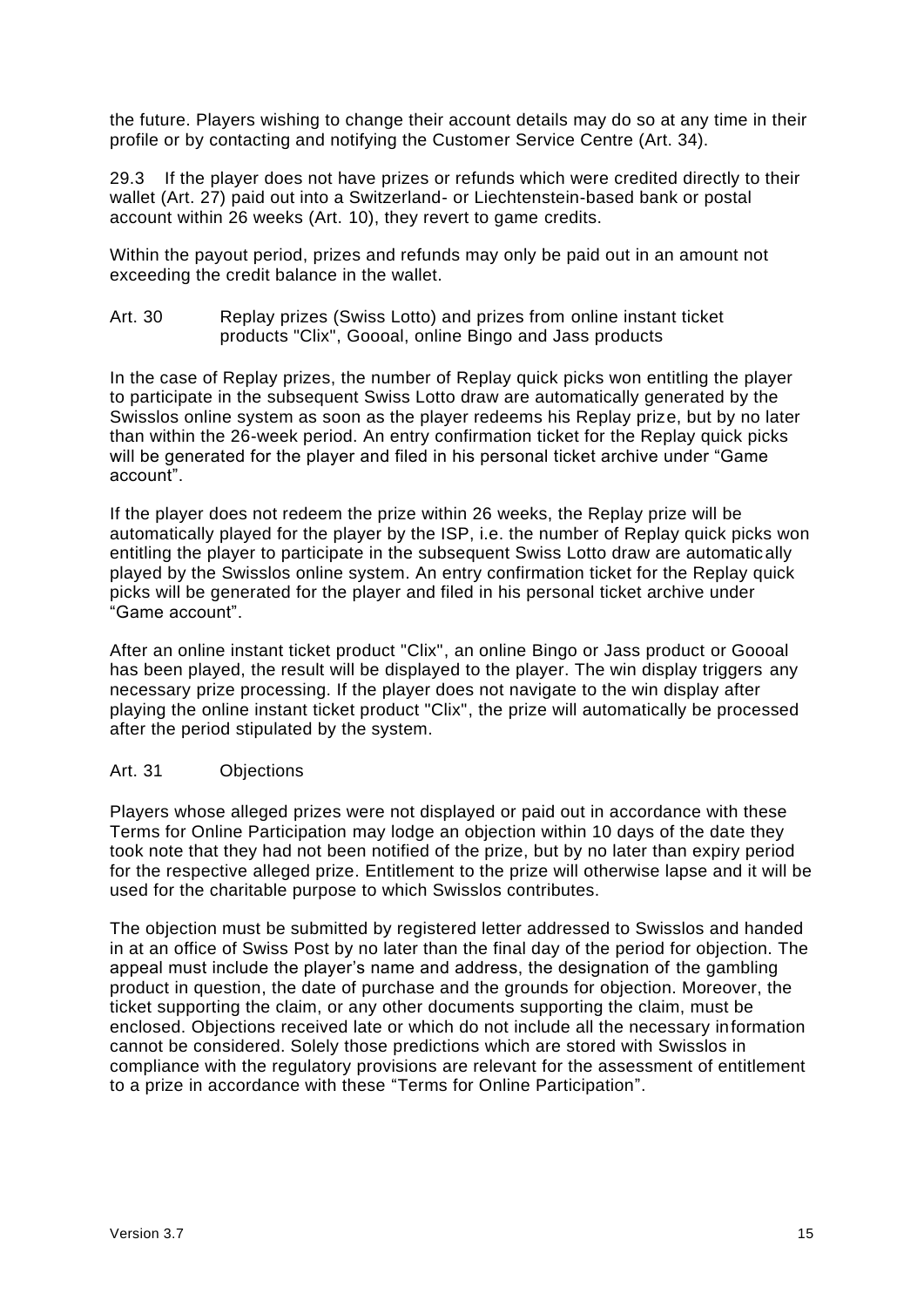the future. Players wishing to change their account details may do so at any time in their profile or by contacting and notifying the Customer Service Centre (Art. 34).

29.3 If the player does not have prizes or refunds which were credited directly to their wallet (Art. 27) paid out into a Switzerland- or Liechtenstein-based bank or postal account within 26 weeks (Art. 10), they revert to game credits.

Within the payout period, prizes and refunds may only be paid out in an amount not exceeding the credit balance in the wallet.

## Art. 30 Replay prizes (Swiss Lotto) and prizes from online instant ticket products "Clix", Goooal, online Bingo and Jass products

In the case of Replay prizes, the number of Replay quick picks won entitling the player to participate in the subsequent Swiss Lotto draw are automatically generated by the Swisslos online system as soon as the player redeems his Replay prize, but by no later than within the 26-week period. An entry confirmation ticket for the Replay quick picks will be generated for the player and filed in his personal ticket archive under "Game account".

If the player does not redeem the prize within 26 weeks, the Replay prize will be automatically played for the player by the ISP, i.e. the number of Replay quick picks won entitling the player to participate in the subsequent Swiss Lotto draw are automatically played by the Swisslos online system. An entry confirmation ticket for the Replay quick picks will be generated for the player and filed in his personal ticket archive under "Game account".

After an online instant ticket product "Clix", an online Bingo or Jass product or Goooal has been played, the result will be displayed to the player. The win display triggers any necessary prize processing. If the player does not navigate to the win display after playing the online instant ticket product "Clix", the prize will automatically be processed after the period stipulated by the system.

## Art. 31 Objections

Players whose alleged prizes were not displayed or paid out in accordance with these Terms for Online Participation may lodge an objection within 10 days of the date they took note that they had not been notified of the prize, but by no later than expiry period for the respective alleged prize. Entitlement to the prize will otherwise lapse and it will be used for the charitable purpose to which Swisslos contributes.

The objection must be submitted by registered letter addressed to Swisslos and handed in at an office of Swiss Post by no later than the final day of the period for objection. The appeal must include the player's name and address, the designation of the gambling product in question, the date of purchase and the grounds for objection. Moreover, the ticket supporting the claim, or any other documents supporting the claim, must be enclosed. Objections received late or which do not include all the necessary information cannot be considered. Solely those predictions which are stored with Swisslos in compliance with the regulatory provisions are relevant for the assessment of entitlement to a prize in accordance with these "Terms for Online Participation".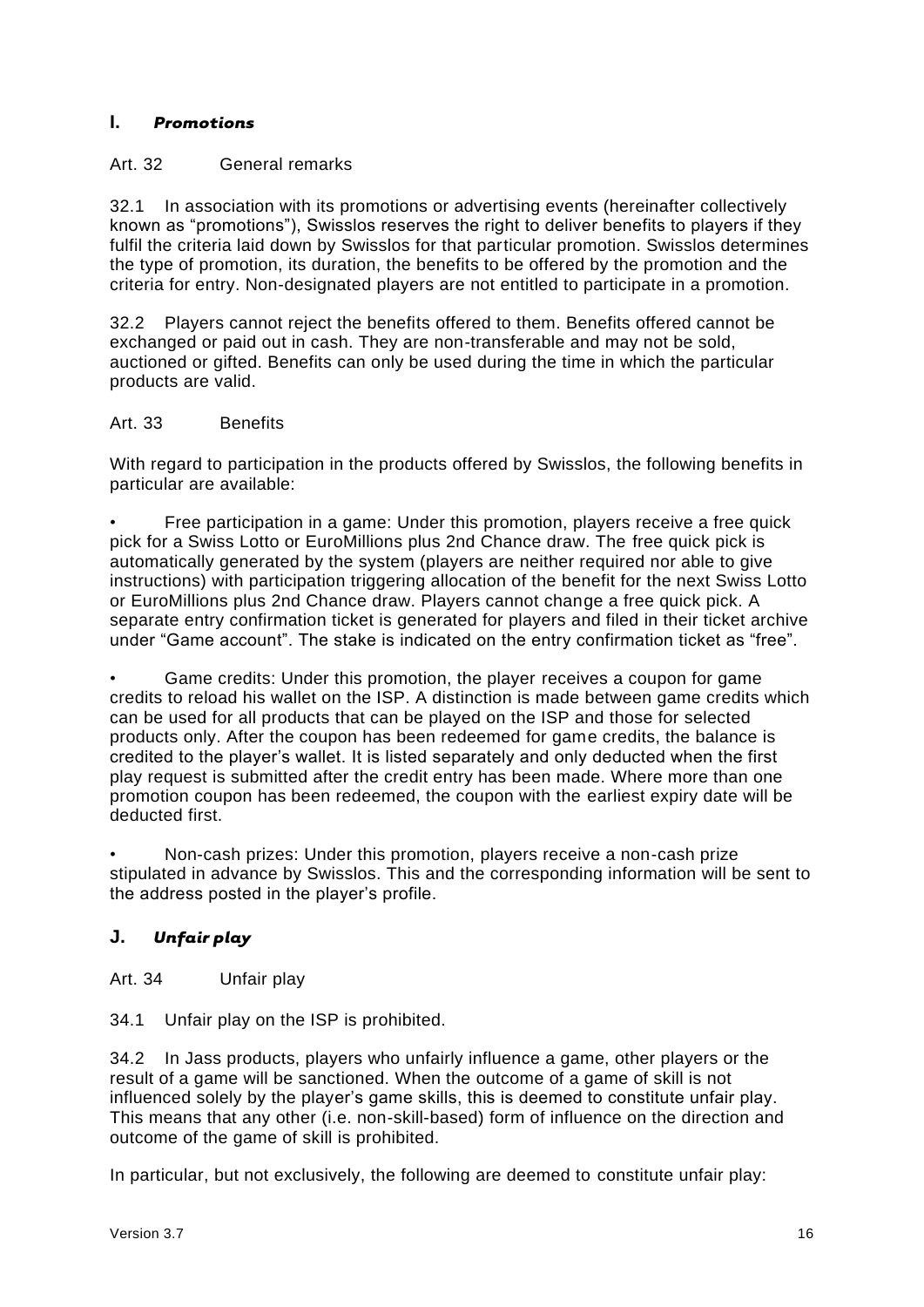## I. *Promotions*

### Art. 32 General remarks

32.1 In association with its promotions or advertising events (hereinafter collectively known as “promotions”), Swisslos reserves the right to deliver benefits to players if they fulfil the criteria laid down by Swisslos for that particular promotion. Swisslos determines the type of promotion, its duration, the benefits to be offered by the promotion and the criteria for entry. Non-designated players are not entitled to participate in a promotion.

32.2 Players cannot reject the benefits offered to them. Benefits offered cannot be exchanged or paid out in cash. They are non-transferable and may not be sold, auctioned or gifted. Benefits can only be used during the time in which the particular products are valid.

### Art. 33 Benefits

With regard to participation in the products offered by Swisslos, the following benefits in particular are available:

- Free participation in a game: Under this promotion, players receive a free quick pick for a Swiss Lotto or EuroMillions plus 2nd Chance draw. The free quick pick is automatically generated by the system (players are neither required nor able to give instructions) with participation triggering allocation of the benefit for the next Swiss Lotto or EuroMillions plus 2nd Chance draw. Players cannot change a free quick pick. A separate entry confirmation ticket is generated for players and filed in their ticket archive under “Game account”. The stake is indicated on the entry confirmation ticket as “free”.

- Game credits: Under this promotion, the player receives a coupon for game credits to reload his wallet on the ISP. A distinction is made between game credits which can be used for all products that can be played on the ISP and those for selected products only. After the coupon has been redeemed for game credits, the balance is credited to the player’s wallet. It is listed separately and only deducted when the first play request is submitted after the credit entry has been made. Where more than one promotion coupon has been redeemed, the coupon with the earliest expiry date will be deducted first.

- Non-cash prizes: Under this promotion, players receive a non-cash prize stipulated in advance by Swisslos. This and the corresponding information will be sent to the address posted in the player’s profile.

## J. *Unfair play*

### Art. 34 Unfair play

34.1 Unfair play on the ISP is prohibited.

34.2 In Jass products, players who unfairly influence a game, other players or the result of a game will be sanctioned. When the outcome of a game of skill is not influenced solely by the player’s game skills, this is deemed to constitute unfair play. This means that any other (i.e. non-skill-based) form of influence on the direction and outcome of the game of skill is prohibited.

In particular, but not exclusively, the following are deemed to constitute unfair play: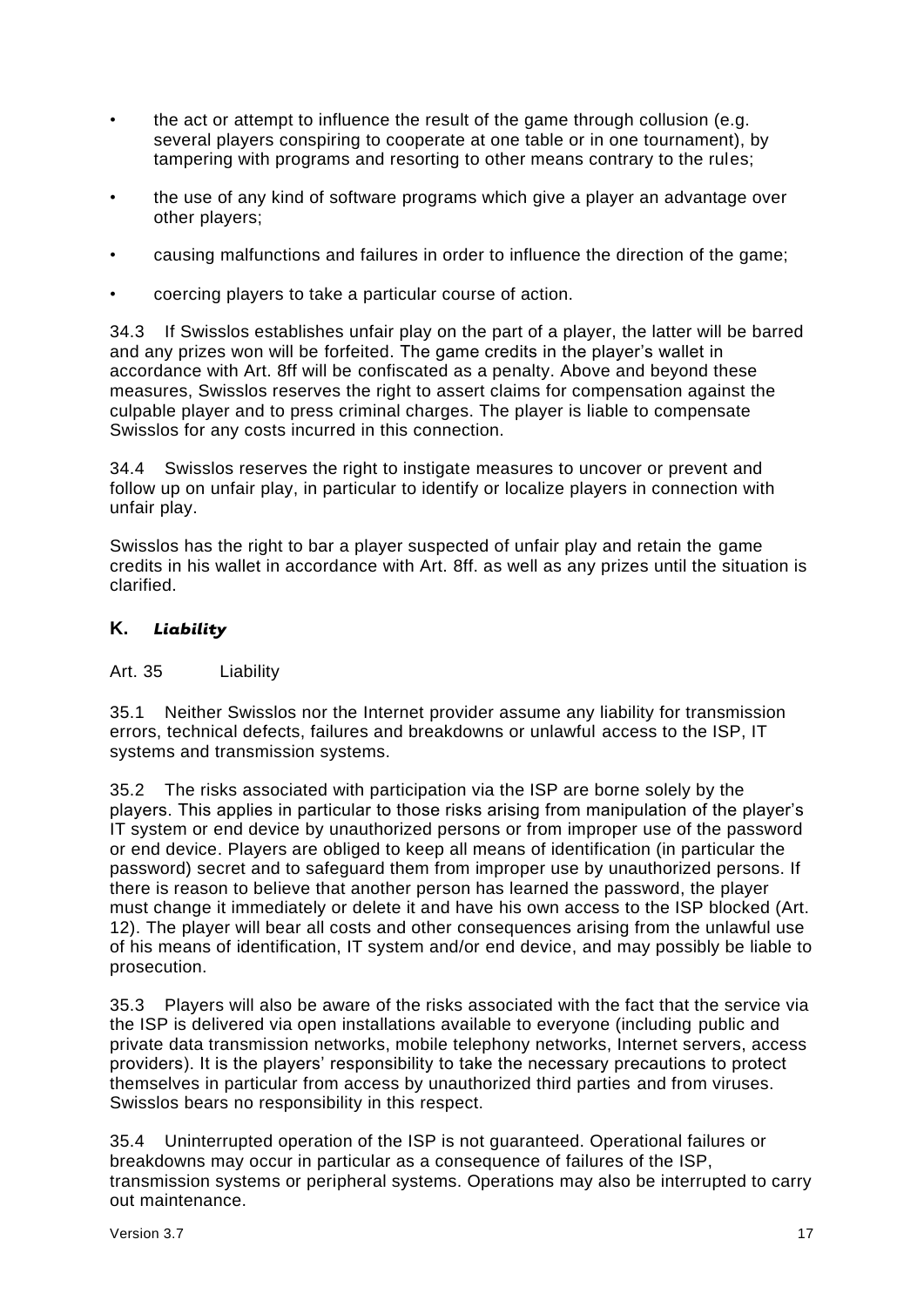- the act or attempt to influence the result of the game through collusion (e.g. several players conspiring to cooperate at one table or in one tournament), by tampering with programs and resorting to other means contrary to the rules;
- the use of any kind of software programs which give a player an advantage over other players;
- causing malfunctions and failures in order to influence the direction of the game;
- coercing players to take a particular course of action.

34.3 If Swisslos establishes unfair play on the part of a player, the latter will be barred and any prizes won will be forfeited. The game credits in the player's wallet in accordance with Art. 8ff will be confiscated as a penalty. Above and beyond these measures, Swisslos reserves the right to assert claims for compensation against the culpable player and to press criminal charges. The player is liable to compensate Swisslos for any costs incurred in this connection.

34.4 Swisslos reserves the right to instigate measures to uncover or prevent and follow up on unfair play, in particular to identify or localize players in connection with unfair play.

Swisslos has the right to bar a player suspected of unfair play and retain the game credits in his wallet in accordance with Art. 8ff. as well as any prizes until the situation is clarified.

## K. *Liability*

### Art. 35 Liability

35.1 Neither Swisslos nor the Internet provider assume any liability for transmission errors, technical defects, failures and breakdowns or unlawful access to the ISP, IT systems and transmission systems.

35.2 The risks associated with participation via the ISP are borne solely by the players. This applies in particular to those risks arising from manipulation of the player's IT system or end device by unauthorized persons or from improper use of the password or end device. Players are obliged to keep all means of identification (in particular the password) secret and to safeguard them from improper use by unauthorized persons. If there is reason to believe that another person has learned the password, the player must change it immediately or delete it and have his own access to the ISP blocked (Art. 12). The player will bear all costs and other consequences arising from the unlawful use of his means of identification, IT system and/or end device, and may possibly be liable to prosecution.

35.3 Players will also be aware of the risks associated with the fact that the service via the ISP is delivered via open installations available to everyone (including public and private data transmission networks, mobile telephony networks, Internet servers, access providers). It is the players' responsibility to take the necessary precautions to protect themselves in particular from access by unauthorized third parties and from viruses. Swisslos bears no responsibility in this respect.

35.4 Uninterrupted operation of the ISP is not guaranteed. Operational failures or breakdowns may occur in particular as a consequence of failures of the ISP, transmission systems or peripheral systems. Operations may also be interrupted to carry out maintenance.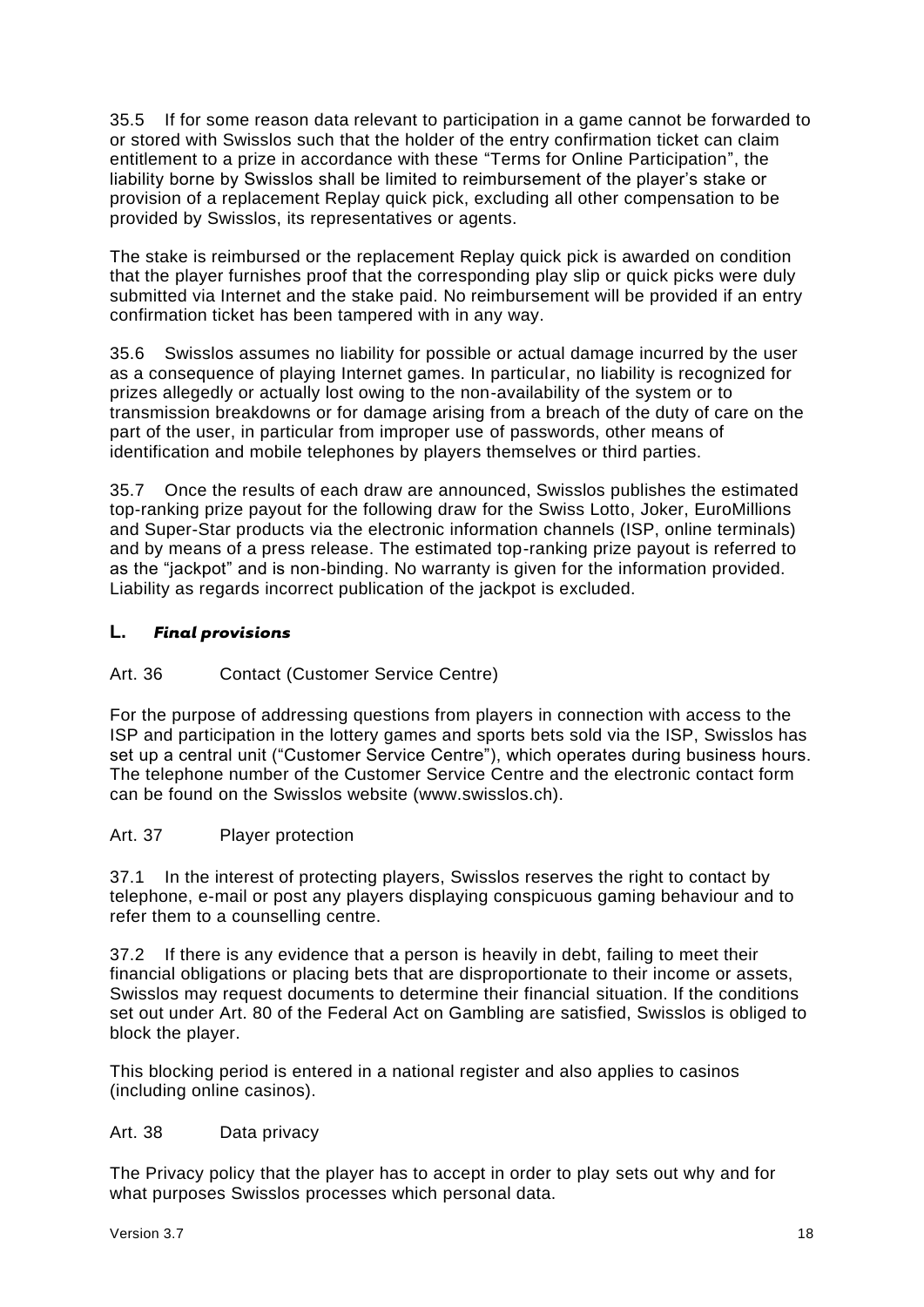35.5 If for some reason data relevant to participation in a game cannot be forwarded to or stored with Swisslos such that the holder of the entry confirmation ticket can claim entitlement to a prize in accordance with these "Terms for Online Participation", the liability borne by Swisslos shall be limited to reimbursement of the player's stake or provision of a replacement Replay quick pick, excluding all other compensation to be provided by Swisslos, its representatives or agents.

The stake is reimbursed or the replacement Replay quick pick is awarded on condition that the player furnishes proof that the corresponding play slip or quick picks were duly submitted via Internet and the stake paid. No reimbursement will be provided if an entry confirmation ticket has been tampered with in any way.

35.6 Swisslos assumes no liability for possible or actual damage incurred by the user as a consequence of playing Internet games. In particular, no liability is recognized for prizes allegedly or actually lost owing to the non-availability of the system or to transmission breakdowns or for damage arising from a breach of the duty of care on the part of the user, in particular from improper use of passwords, other means of identification and mobile telephones by players themselves or third parties.

35.7 Once the results of each draw are announced, Swisslos publishes the estimated top-ranking prize payout for the following draw for the Swiss Lotto, Joker, EuroMillions and Super-Star products via the electronic information channels (ISP, online terminals) and by means of a press release. The estimated top-ranking prize payout is referred to as the "jackpot" and is non-binding. No warranty is given for the information provided. Liability as regards incorrect publication of the jackpot is excluded.

## L. *Final provisions*

Art. 36 Contact (Customer Service Centre)

For the purpose of addressing questions from players in connection with access to the ISP and participation in the lottery games and sports bets sold via the ISP, Swisslos has set up a central unit ("Customer Service Centre"), which operates during business hours. The telephone number of the Customer Service Centre and the electronic contact form can be found on the Swisslos website (www.swisslos.ch).

Art. 37 Player protection

37.1 In the interest of protecting players, Swisslos reserves the right to contact by telephone, e-mail or post any players displaying conspicuous gaming behaviour and to refer them to a counselling centre.

37.2 If there is any evidence that a person is heavily in debt, failing to meet their financial obligations or placing bets that are disproportionate to their income or assets, Swisslos may request documents to determine their financial situation. If the conditions set out under Art. 80 of the Federal Act on Gambling are satisfied, Swisslos is obliged to block the player.

This blocking period is entered in a national register and also applies to casinos (including online casinos).

Art. 38 Data privacy

The Privacy policy that the player has to accept in order to play sets out why and for what purposes Swisslos processes which personal data.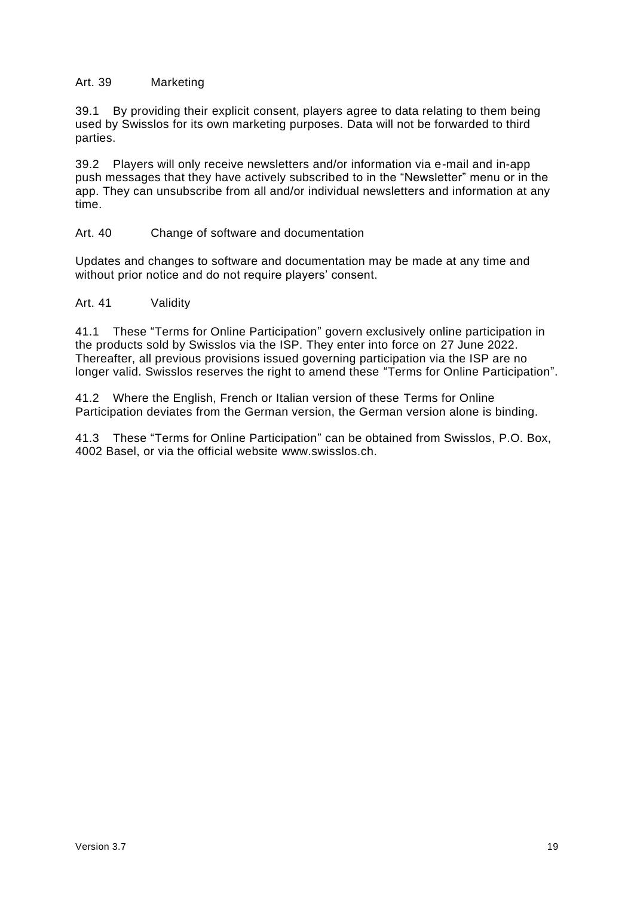## Art. 39 Marketing

39.1 By providing their explicit consent, players agree to data relating to them being used by Swisslos for its own marketing purposes. Data will not be forwarded to third parties.

39.2 Players will only receive newsletters and/or information via e-mail and in-app push messages that they have actively subscribed to in the "Newsletter" menu or in the app. They can unsubscribe from all and/or individual newsletters and information at any time.

## Art. 40 Change of software and documentation

Updates and changes to software and documentation may be made at any time and without prior notice and do not require players' consent.

## Art. 41 Validity

41.1 These "Terms for Online Participation" govern exclusively online participation in the products sold by Swisslos via the ISP. They enter into force on 27 June 2022. Thereafter, all previous provisions issued governing participation via the ISP are no longer valid. Swisslos reserves the right to amend these "Terms for Online Participation".

41.2 Where the English, French or Italian version of these Terms for Online Participation deviates from the German version, the German version alone is binding.

41.3 These "Terms for Online Participation" can be obtained from Swisslos, P.O. Box, 4002 Basel, or via the official website www.swisslos.ch.